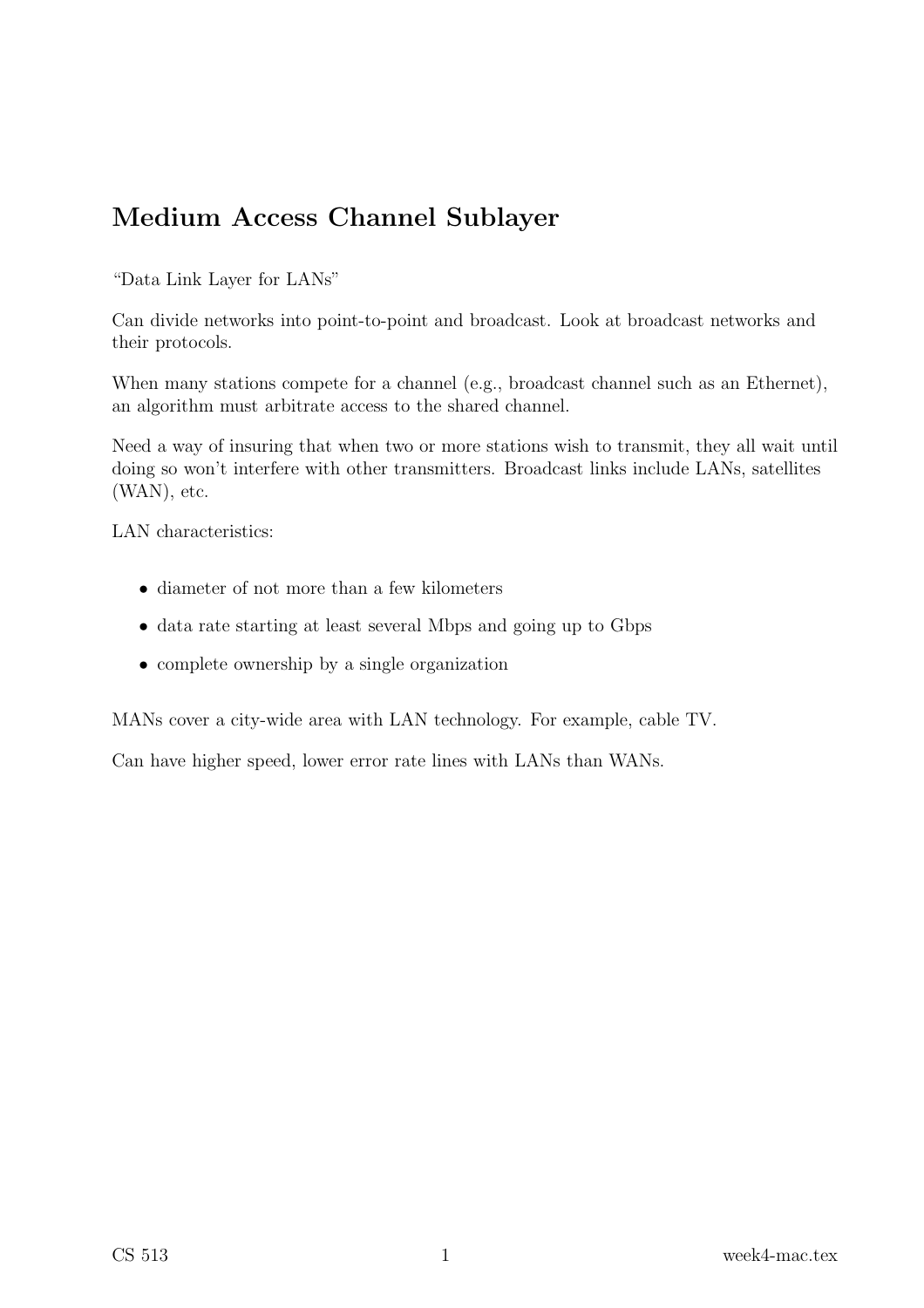# Medium Access Channel Sublayer

"Data Link Layer for LANs"

Can divide networks into point-to-point and broadcast. Look at broadcast networks and their protocols.

When many stations compete for a channel (e.g., broadcast channel such as an Ethernet), an algorithm must arbitrate access to the shared channel.

Need a way of insuring that when two or more stations wish to transmit, they all wait until doing so won't interfere with other transmitters. Broadcast links include LANs, satellites (WAN), etc.

LAN characteristics:

- diameter of not more than a few kilometers
- data rate starting at least several Mbps and going up to Gbps
- complete ownership by a single organization

MANs cover a city-wide area with LAN technology. For example, cable TV.

Can have higher speed, lower error rate lines with LANs than WANs.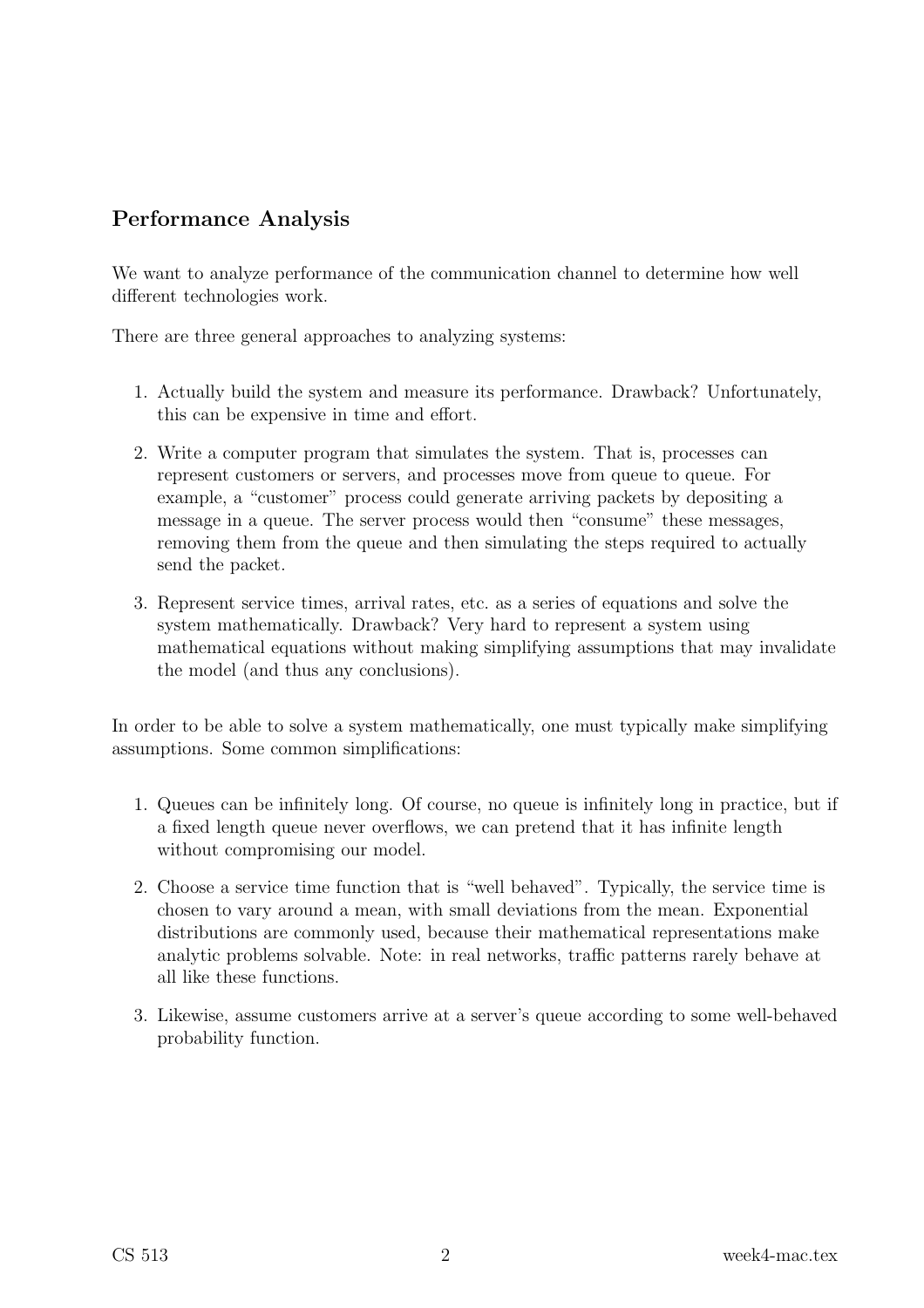## Performance Analysis

We want to analyze performance of the communication channel to determine how well different technologies work.

There are three general approaches to analyzing systems:

1. Actually build the system and measure its performance. Drawback? Unfortunately, this can be expensive in time and effort.
2. Write a computer program that simulates the system. That is, processes can represent customers or servers, and processes move from queue to queue. For example, a "customer" process could generate arriving packets by depositing a message in a queue. The server process would then "consume" these messages, removing them from the queue and then simulating the steps required to actually send the packet.
3. Represent service times, arrival rates, etc. as a series of equations and solve the system mathematically. Drawback? Very hard to represent a system using mathematical equations without making simplifying assumptions that may invalidate the model (and thus any conclusions).

In order to be able to solve a system mathematically, one must typically make simplifying assumptions. Some common simplifications:

1. Queues can be infinitely long. Of course, no queue is infinitely long in practice, but if a fixed length queue never overflows, we can pretend that it has infinite length without compromising our model.
2. Choose a service time function that is "well behaved". Typically, the service time is chosen to vary around a mean, with small deviations from the mean. Exponential distributions are commonly used, because their mathematical representations make analytic problems solvable. Note: in real networks, traffic patterns rarely behave at all like these functions.
3. Likewise, assume customers arrive at a server's queue according to some well-behaved probability function.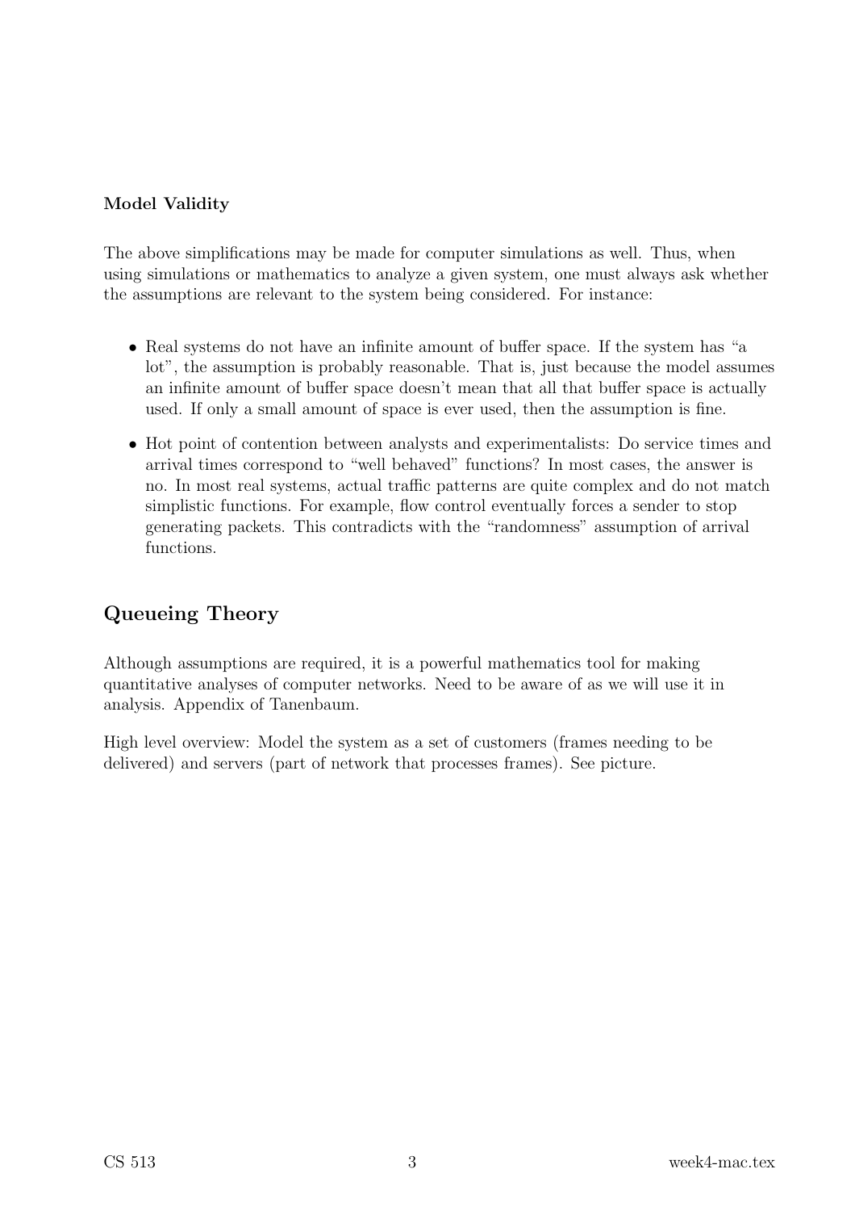### Model Validity

The above simplifications may be made for computer simulations as well. Thus, when using simulations or mathematics to analyze a given system, one must always ask whether the assumptions are relevant to the system being considered. For instance:

- Real systems do not have an infinite amount of buffer space. If the system has "a lot", the assumption is probably reasonable. That is, just because the model assumes an infinite amount of buffer space doesn't mean that all that buffer space is actually used. If only a small amount of space is ever used, then the assumption is fine.
- Hot point of contention between analysts and experimentalists: Do service times and arrival times correspond to "well behaved" functions? In most cases, the answer is no. In most real systems, actual traffic patterns are quite complex and do not match simplistic functions. For example, flow control eventually forces a sender to stop generating packets. This contradicts with the "randomness" assumption of arrival functions.

## Queueing Theory

Although assumptions are required, it is a powerful mathematics tool for making quantitative analyses of computer networks. Need to be aware of as we will use it in analysis. Appendix of Tanenbaum.

High level overview: Model the system as a set of customers (frames needing to be delivered) and servers (part of network that processes frames). See picture.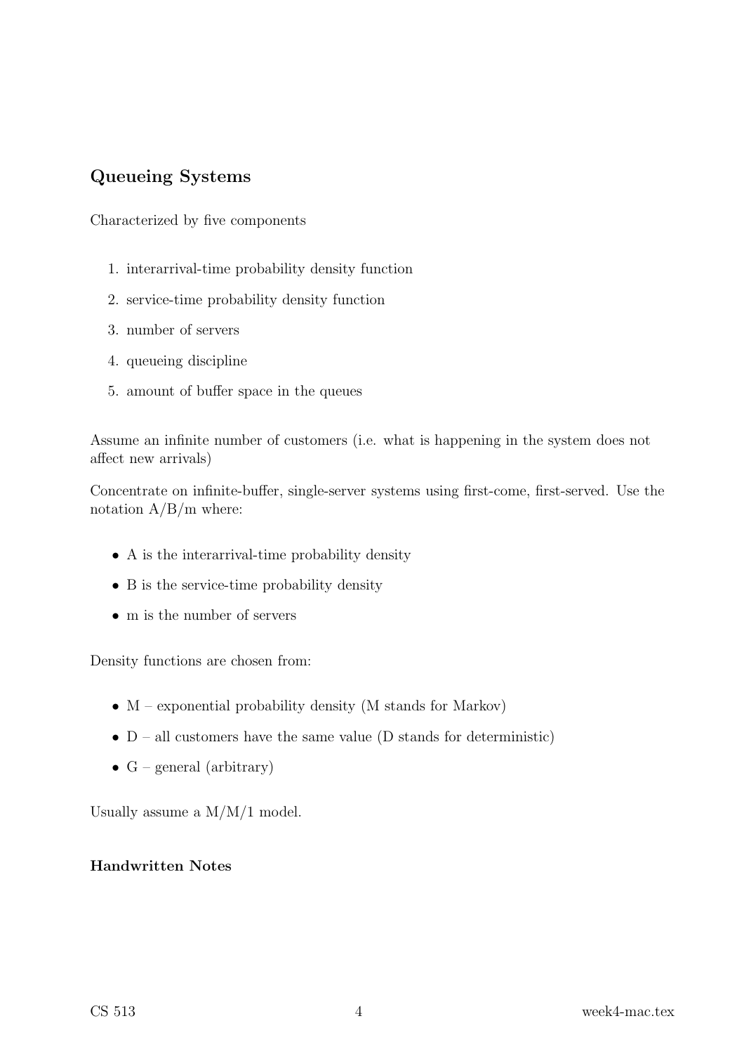## Queueing Systems

Characterized by five components

1. interarrival-time probability density function
2. service-time probability density function
3. number of servers
4. queueing discipline
5. amount of buffer space in the queues

Assume an infinite number of customers (i.e. what is happening in the system does not affect new arrivals)

Concentrate on infinite-buffer, single-server systems using first-come, first-served. Use the notation A/B/m where:

- A is the interarrival-time probability density
- B is the service-time probability density
- m is the number of servers

Density functions are chosen from:

- M – exponential probability density (M stands for Markov)
- D – all customers have the same value (D stands for deterministic)
- G – general (arbitrary)

Usually assume a M/M/1 model.

### Handwritten Notes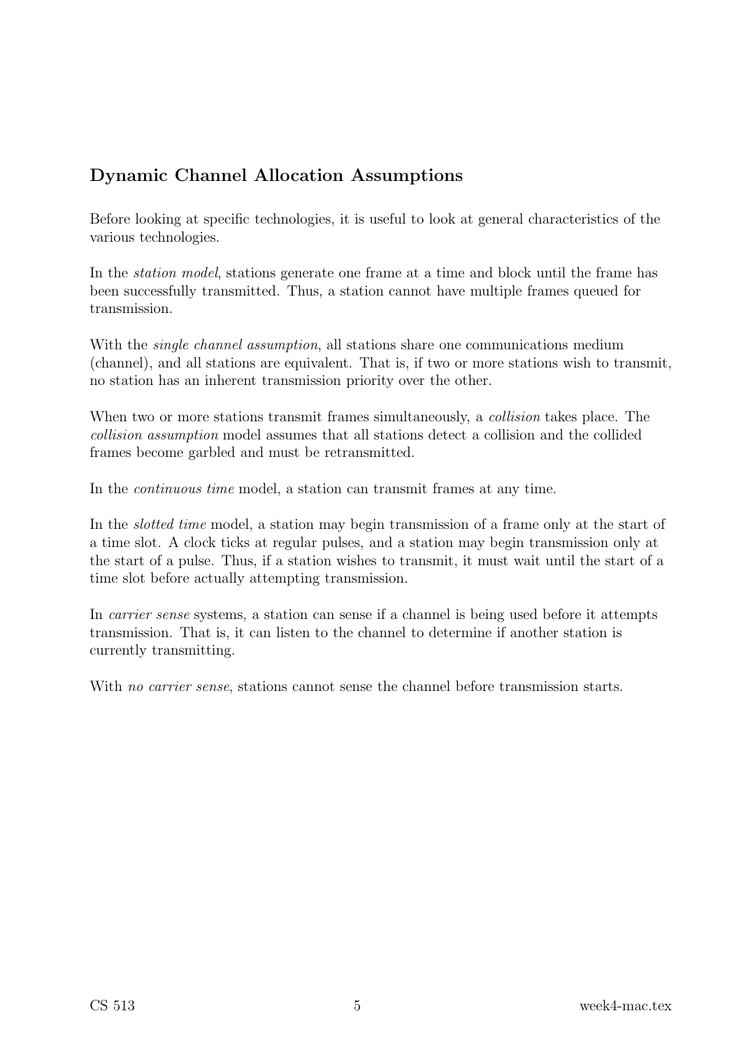### Dynamic Channel Allocation Assumptions

Before looking at specific technologies, it is useful to look at general characteristics of the various technologies.

In the *station model*, stations generate one frame at a time and block until the frame has been successfully transmitted. Thus, a station cannot have multiple frames queued for transmission.

With the *single channel assumption*, all stations share one communications medium (channel), and all stations are equivalent. That is, if two or more stations wish to transmit, no station has an inherent transmission priority over the other.

When two or more stations transmit frames simultaneously, a *collision* takes place. The *collision assumption* model assumes that all stations detect a collision and the collided frames become garbled and must be retransmitted.

In the *continuous time* model, a station can transmit frames at any time.

In the *slotted time* model, a station may begin transmission of a frame only at the start of a time slot. A clock ticks at regular pulses, and a station may begin transmission only at the start of a pulse. Thus, if a station wishes to transmit, it must wait until the start of a time slot before actually attempting transmission.

In *carrier sense* systems, a station can sense if a channel is being used before it attempts transmission. That is, it can listen to the channel to determine if another station is currently transmitting.

With *no carrier sense*, stations cannot sense the channel before transmission starts.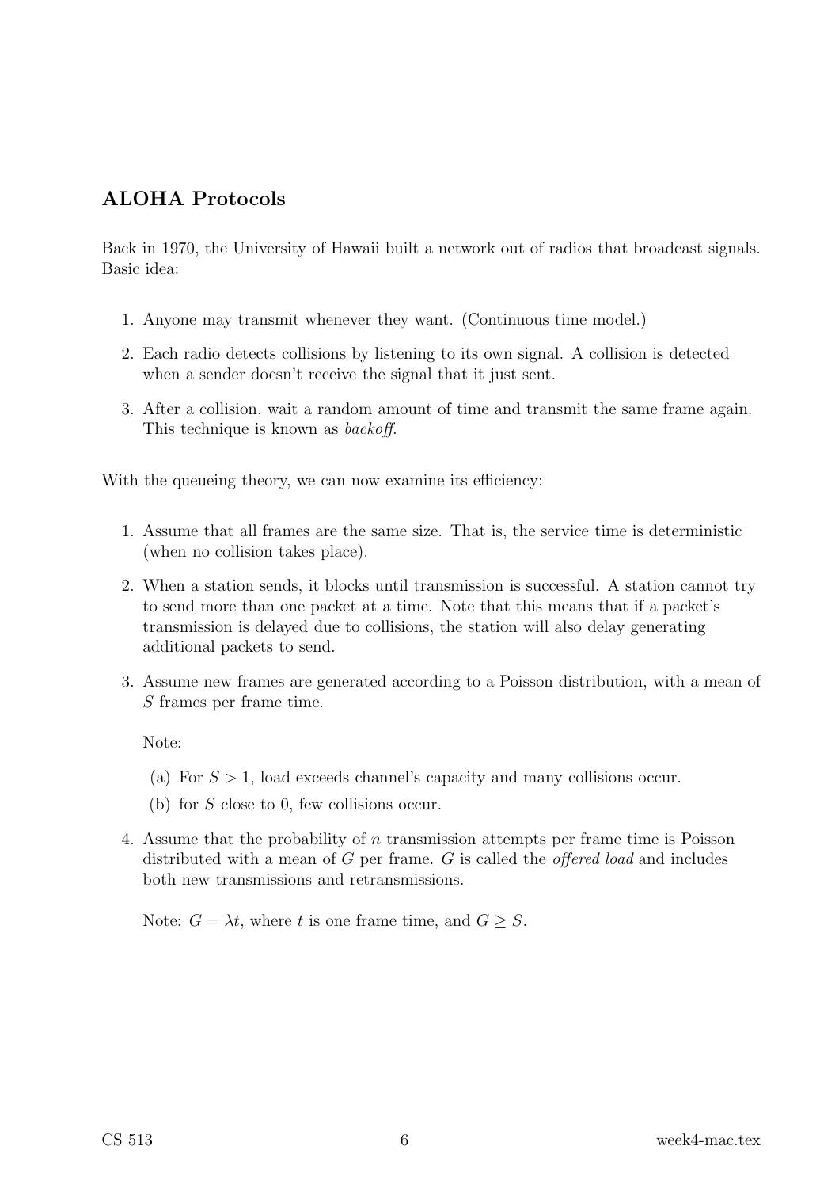## ALOHA Protocols

Back in 1970, the University of Hawaii built a network out of radios that broadcast signals. Basic idea:

1. Anyone may transmit whenever they want. (Continuous time model.)
2. Each radio detects collisions by listening to its own signal. A collision is detected when a sender doesn't receive the signal that it just sent.
3. After a collision, wait a random amount of time and transmit the same frame again. This technique is known as *backoff*.

With the queueing theory, we can now examine its efficiency:

1. Assume that all frames are the same size. That is, the service time is deterministic (when no collision takes place).
2. When a station sends, it blocks until transmission is successful. A station cannot try to send more than one packet at a time. Note that this means that if a packet's transmission is delayed due to collisions, the station will also delay generating additional packets to send.
3. Assume new frames are generated according to a Poisson distribution, with a mean of $S$ frames per frame time.

   Note:

   (a) For $S > 1$, load exceeds channel's capacity and many collisions occur.

   (b) for $S$ close to 0, few collisions occur.

4. Assume that the probability of $n$ transmission attempts per frame time is Poisson distributed with a mean of $G$ per frame. $G$ is called the *offered load* and includes both new transmissions and retransmissions.

   Note: $G = \lambda t$, where $t$ is one frame time, and $G \geq S$.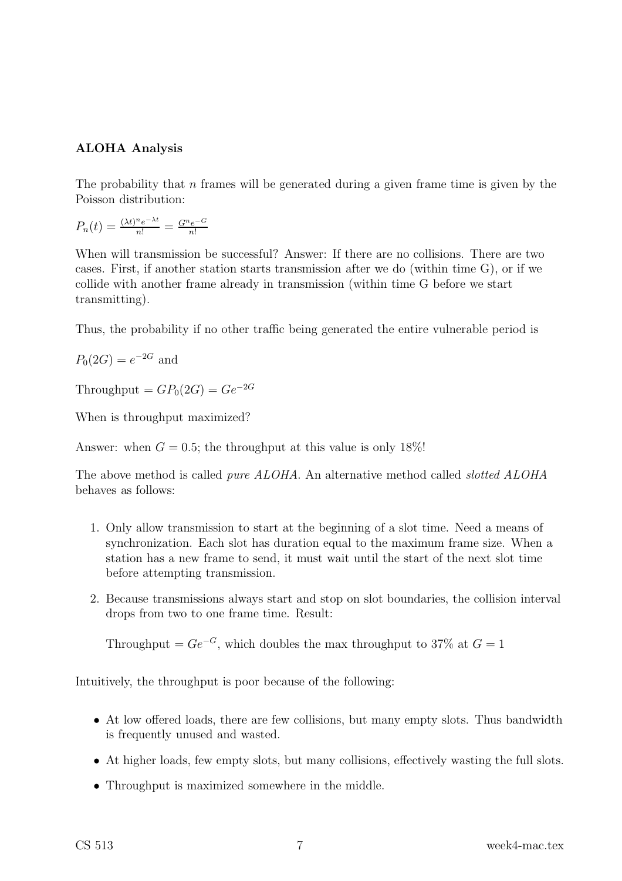**ALOHA Analysis**

The probability that $n$ frames will be generated during a given frame time is given by the Poisson distribution:

$P_n(t) = \frac{(\lambda t)^n e^{-\lambda t}}{n!} = \frac{G^n e^{-G}}{n!}$

When will transmission be successful? Answer: If there are no collisions. There are two cases. First, if another station starts transmission after we do (within time G), or if we collide with another frame already in transmission (within time G before we start transmitting).

Thus, the probability if no other traffic being generated the entire vulnerable period is

$P_0(2G) = e^{-2G}$ and

Throughput $= GP_0(2G) = Ge^{-2G}$

When is throughput maximized?

Answer: when $G = 0.5$; the throughput at this value is only 18%!

The above method is called *pure ALOHA*. An alternative method called *slotted ALOHA* behaves as follows:

1. Only allow transmission to start at the beginning of a slot time. Need a means of synchronization. Each slot has duration equal to the maximum frame size. When a station has a new frame to send, it must wait until the start of the next slot time before attempting transmission.
2. Because transmissions always start and stop on slot boundaries, the collision interval drops from two to one frame time. Result:

   Throughput $= Ge^{-G}$, which doubles the max throughput to 37% at $G = 1$

Intuitively, the throughput is poor because of the following:

- At low offered loads, there are few collisions, but many empty slots. Thus bandwidth is frequently unused and wasted.
- At higher loads, few empty slots, but many collisions, effectively wasting the full slots.
- Throughput is maximized somewhere in the middle.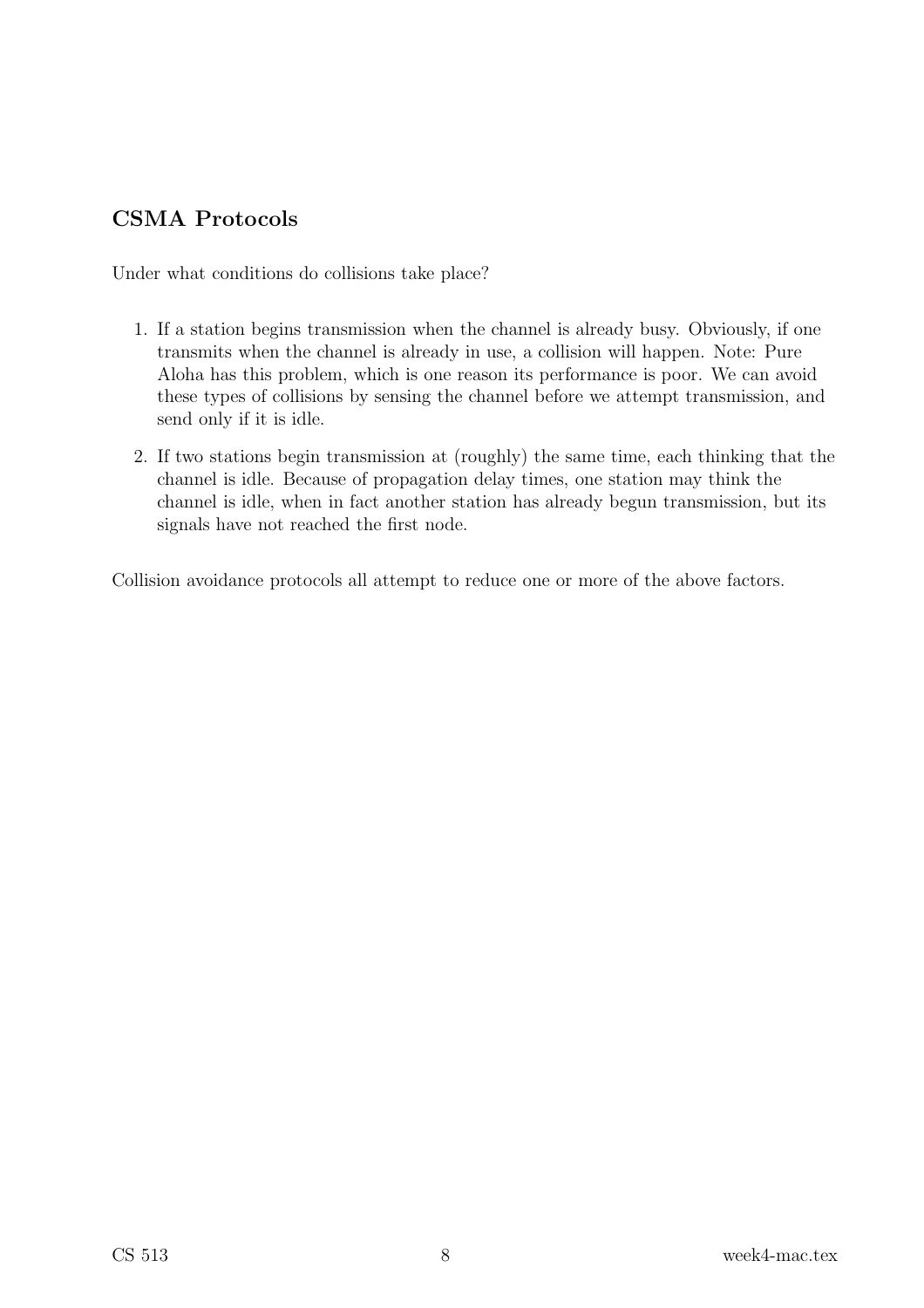## CSMA Protocols

Under what conditions do collisions take place?

1. If a station begins transmission when the channel is already busy. Obviously, if one transmits when the channel is already in use, a collision will happen. Note: Pure Aloha has this problem, which is one reason its performance is poor. We can avoid these types of collisions by sensing the channel before we attempt transmission, and send only if it is idle.
2. If two stations begin transmission at (roughly) the same time, each thinking that the channel is idle. Because of propagation delay times, one station may think the channel is idle, when in fact another station has already begun transmission, but its signals have not reached the first node.

Collision avoidance protocols all attempt to reduce one or more of the above factors.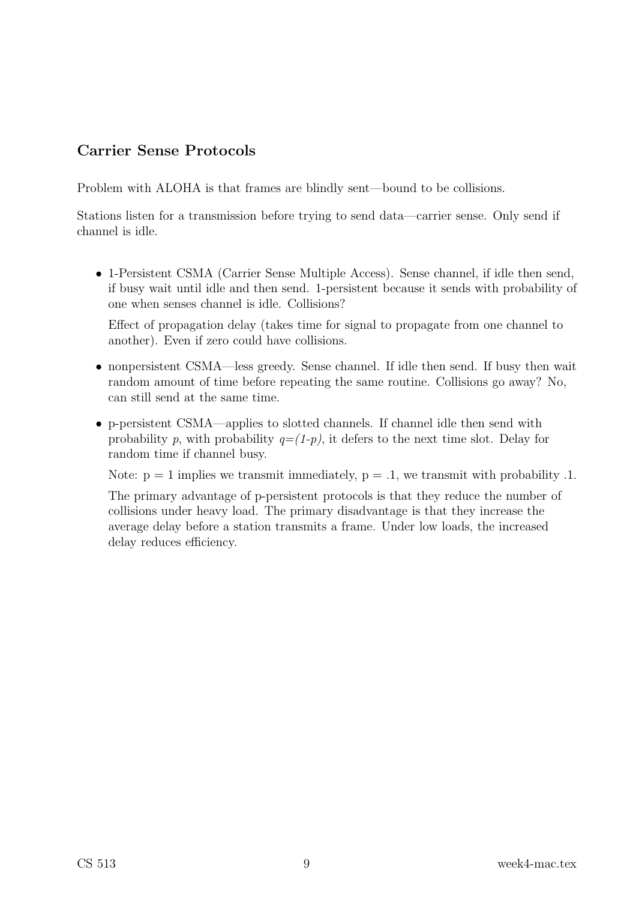## Carrier Sense Protocols

Problem with ALOHA is that frames are blindly sent—bound to be collisions.

Stations listen for a transmission before trying to send data—carrier sense. Only send if channel is idle.

- 1-Persistent CSMA (Carrier Sense Multiple Access). Sense channel, if idle then send, if busy wait until idle and then send. 1-persistent because it sends with probability of one when senses channel is idle. Collisions?

  Effect of propagation delay (takes time for signal to propagate from one channel to another). Even if zero could have collisions.

- nonpersistent CSMA—less greedy. Sense channel. If idle then send. If busy then wait random amount of time before repeating the same routine. Collisions go away? No, can still send at the same time.

- p-persistent CSMA—applies to slotted channels. If channel idle then send with probability $p$, with probability $q=(1-p)$, it defers to the next time slot. Delay for random time if channel busy.

  Note: p = 1 implies we transmit immediately, p = .1, we transmit with probability .1.

  The primary advantage of p-persistent protocols is that they reduce the number of collisions under heavy load. The primary disadvantage is that they increase the average delay before a station transmits a frame. Under low loads, the increased delay reduces efficiency.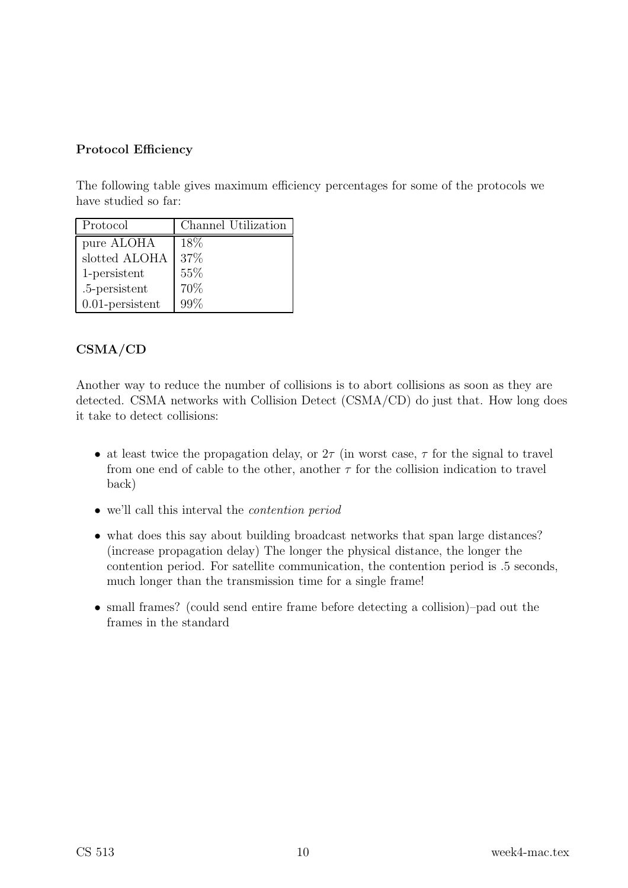**Protocol Efficiency**

The following table gives maximum efficiency percentages for some of the protocols we have studied so far:

| Protocol | Channel Utilization |
|---|---|
| pure ALOHA | 18% |
| slotted ALOHA | 37% |
| 1-persistent | 55% |
| .5-persistent | 70% |
| 0.01-persistent | 99% |

**CSMA/CD**

Another way to reduce the number of collisions is to abort collisions as soon as they are detected. CSMA networks with Collision Detect (CSMA/CD) do just that. How long does it take to detect collisions:

- at least twice the propagation delay, or $2\tau$ (in worst case, $\tau$ for the signal to travel from one end of cable to the other, another $\tau$ for the collision indication to travel back)
- we'll call this interval the *contention period*
- what does this say about building broadcast networks that span large distances? (increase propagation delay) The longer the physical distance, the longer the contention period. For satellite communication, the contention period is .5 seconds, much longer than the transmission time for a single frame!
- small frames? (could send entire frame before detecting a collision)–pad out the frames in the standard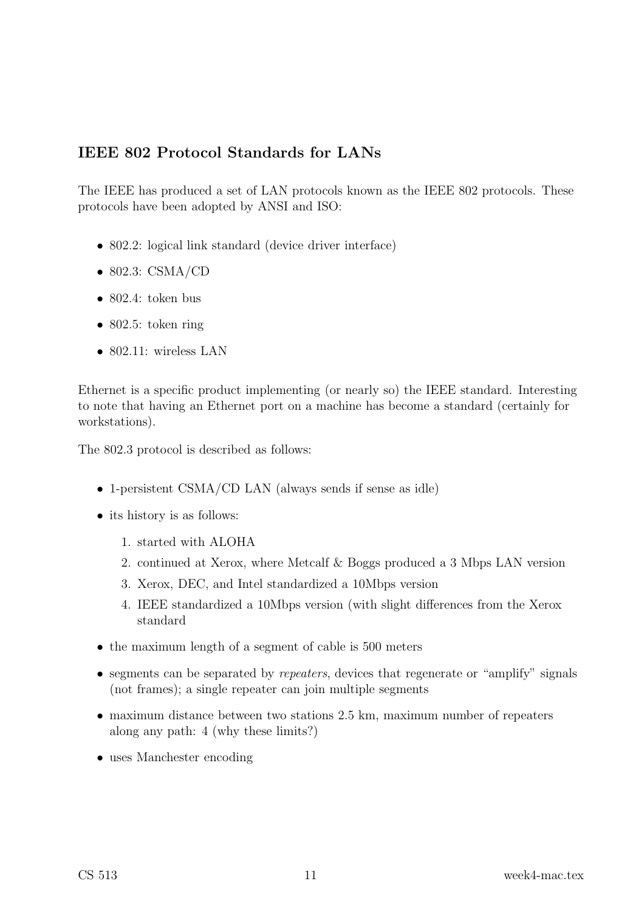### IEEE 802 Protocol Standards for LANs

The IEEE has produced a set of LAN protocols known as the IEEE 802 protocols. These protocols have been adopted by ANSI and ISO:

- 802.2: logical link standard (device driver interface)
- 802.3: CSMA/CD
- 802.4: token bus
- 802.5: token ring
- 802.11: wireless LAN

Ethernet is a specific product implementing (or nearly so) the IEEE standard. Interesting to note that having an Ethernet port on a machine has become a standard (certainly for workstations).

The 802.3 protocol is described as follows:

- 1-persistent CSMA/CD LAN (always sends if sense as idle)
- its history is as follows:
  1. started with ALOHA
  2. continued at Xerox, where Metcalf & Boggs produced a 3 Mbps LAN version
  3. Xerox, DEC, and Intel standardized a 10Mbps version
  4. IEEE standardized a 10Mbps version (with slight differences from the Xerox standard
- the maximum length of a segment of cable is 500 meters
- segments can be separated by *repeaters*, devices that regenerate or "amplify" signals (not frames); a single repeater can join multiple segments
- maximum distance between two stations 2.5 km, maximum number of repeaters along any path: 4 (why these limits?)
- uses Manchester encoding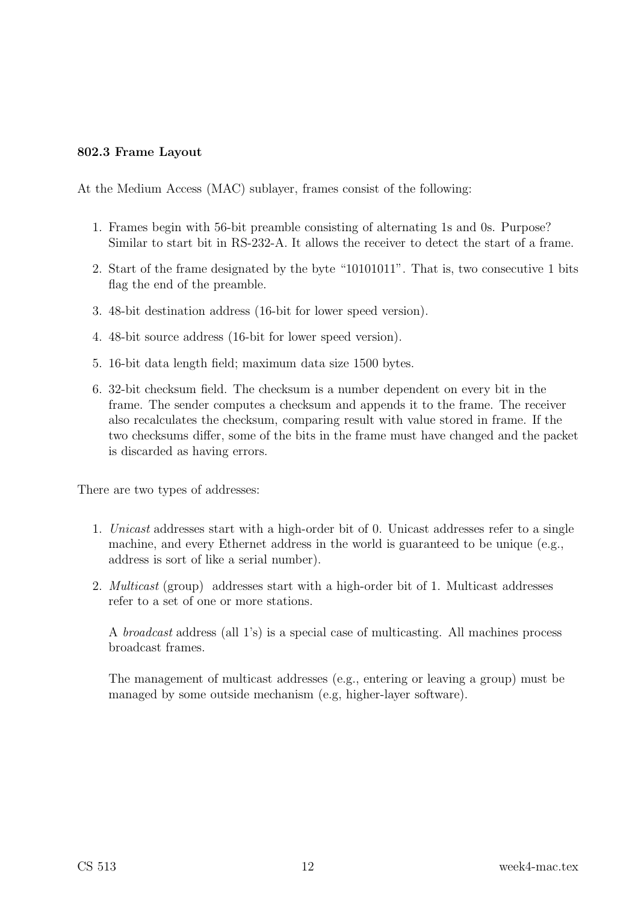**802.3 Frame Layout**

At the Medium Access (MAC) sublayer, frames consist of the following:

1. Frames begin with 56-bit preamble consisting of alternating 1s and 0s. Purpose? Similar to start bit in RS-232-A. It allows the receiver to detect the start of a frame.
2. Start of the frame designated by the byte "10101011". That is, two consecutive 1 bits flag the end of the preamble.
3. 48-bit destination address (16-bit for lower speed version).
4. 48-bit source address (16-bit for lower speed version).
5. 16-bit data length field; maximum data size 1500 bytes.
6. 32-bit checksum field. The checksum is a number dependent on every bit in the frame. The sender computes a checksum and appends it to the frame. The receiver also recalculates the checksum, comparing result with value stored in frame. If the two checksums differ, some of the bits in the frame must have changed and the packet is discarded as having errors.

There are two types of addresses:

1. *Unicast* addresses start with a high-order bit of 0. Unicast addresses refer to a single machine, and every Ethernet address in the world is guaranteed to be unique (e.g., address is sort of like a serial number).
2. *Multicast* (group) addresses start with a high-order bit of 1. Multicast addresses refer to a set of one or more stations.

   A *broadcast* address (all 1's) is a special case of multicasting. All machines process broadcast frames.

   The management of multicast addresses (e.g., entering or leaving a group) must be managed by some outside mechanism (e.g, higher-layer software).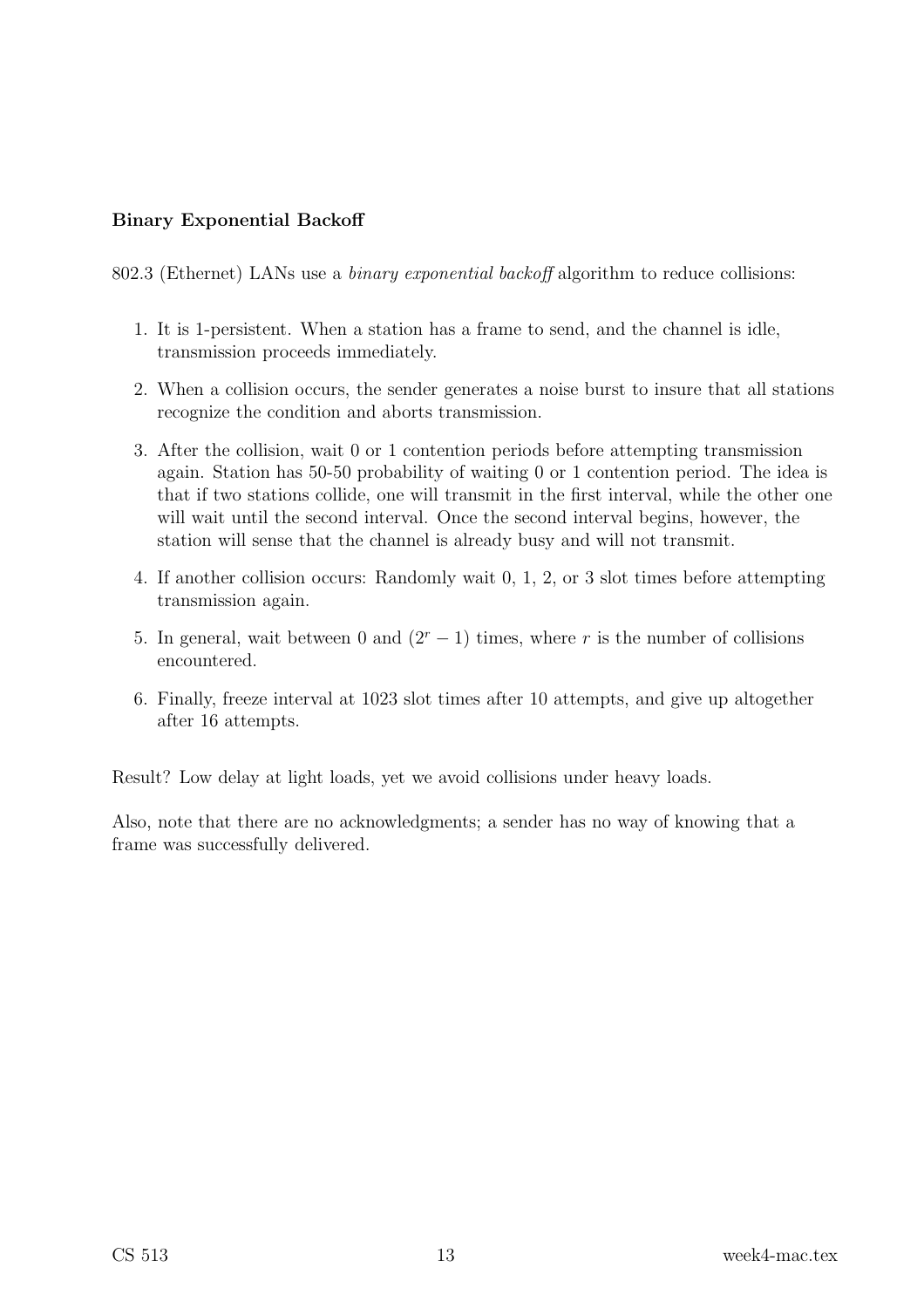**Binary Exponential Backoff**

802.3 (Ethernet) LANs use a *binary exponential backoff* algorithm to reduce collisions:

1. It is 1-persistent. When a station has a frame to send, and the channel is idle, transmission proceeds immediately.
2. When a collision occurs, the sender generates a noise burst to insure that all stations recognize the condition and aborts transmission.
3. After the collision, wait 0 or 1 contention periods before attempting transmission again. Station has 50-50 probability of waiting 0 or 1 contention period. The idea is that if two stations collide, one will transmit in the first interval, while the other one will wait until the second interval. Once the second interval begins, however, the station will sense that the channel is already busy and will not transmit.
4. If another collision occurs: Randomly wait 0, 1, 2, or 3 slot times before attempting transmission again.
5. In general, wait between 0 and $(2^r - 1)$ times, where $r$ is the number of collisions encountered.
6. Finally, freeze interval at 1023 slot times after 10 attempts, and give up altogether after 16 attempts.

Result? Low delay at light loads, yet we avoid collisions under heavy loads.

Also, note that there are no acknowledgments; a sender has no way of knowing that a frame was successfully delivered.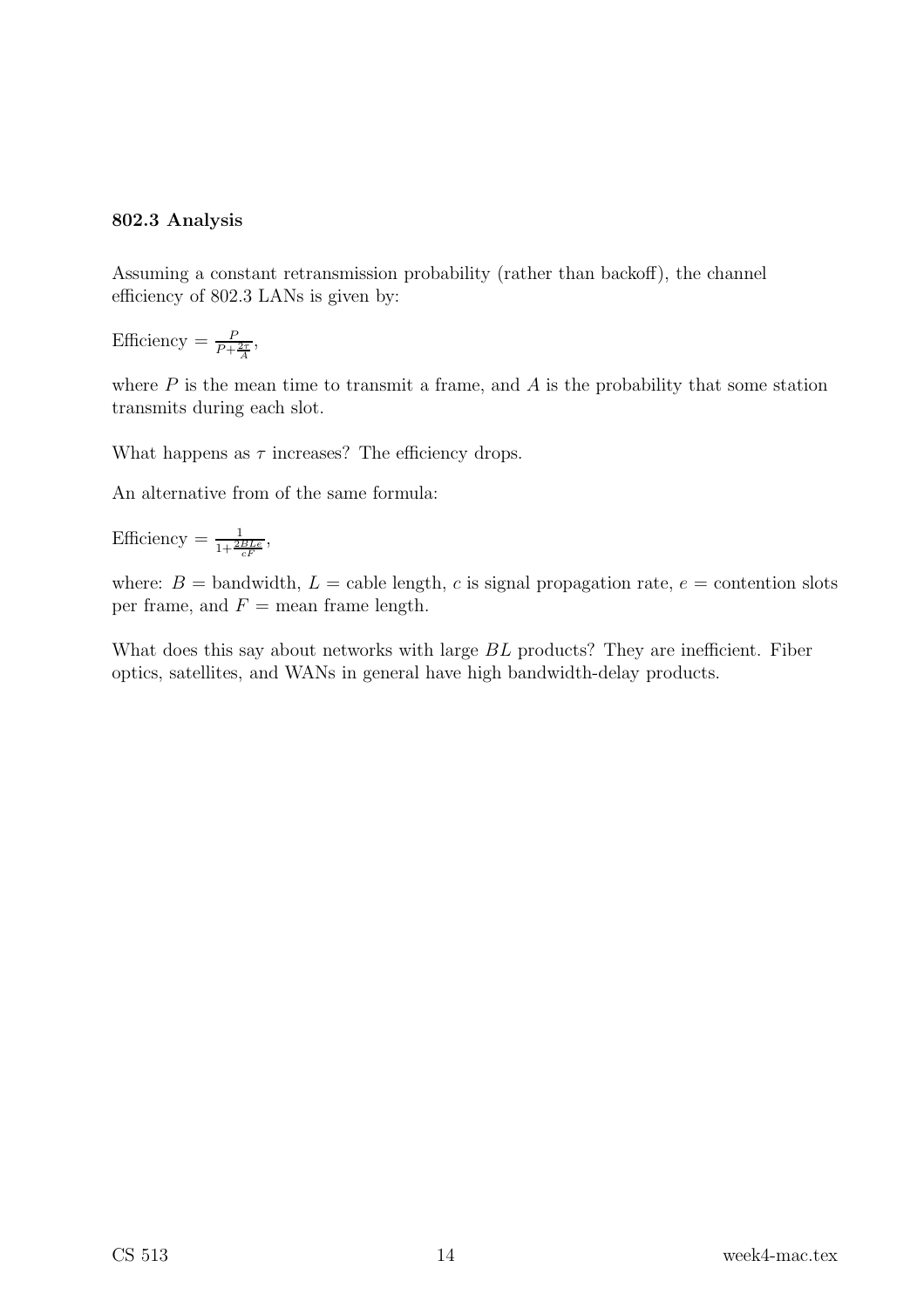**802.3 Analysis**

Assuming a constant retransmission probability (rather than backoff), the channel efficiency of 802.3 LANs is given by:

Efficiency = $\frac{P}{P+\frac{2\tau}{A}}$,

where $P$ is the mean time to transmit a frame, and $A$ is the probability that some station transmits during each slot.

What happens as $\tau$ increases? The efficiency drops.

An alternative from of the same formula:

Efficiency = $\frac{1}{1+\frac{2BLe}{cF}}$,

where: $B$ = bandwidth, $L$ = cable length, $c$ is signal propagation rate, $e$ = contention slots per frame, and $F$ = mean frame length.

What does this say about networks with large $BL$ products? They are inefficient. Fiber optics, satellites, and WANs in general have high bandwidth-delay products.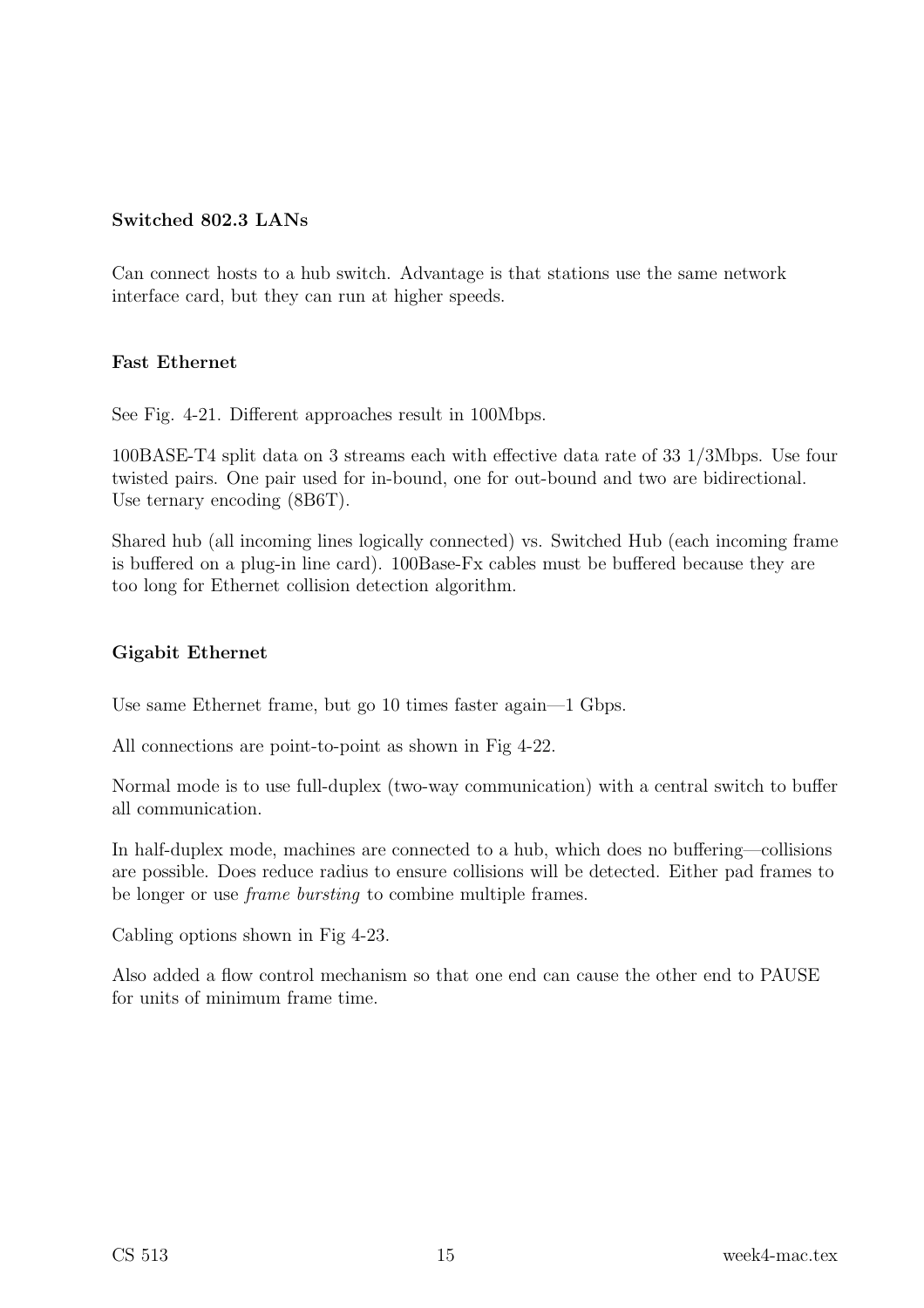**Switched 802.3 LANs**

Can connect hosts to a hub switch. Advantage is that stations use the same network interface card, but they can run at higher speeds.

**Fast Ethernet**

See Fig. 4-21. Different approaches result in 100Mbps.

100BASE-T4 split data on 3 streams each with effective data rate of 33 1/3Mbps. Use four twisted pairs. One pair used for in-bound, one for out-bound and two are bidirectional. Use ternary encoding (8B6T).

Shared hub (all incoming lines logically connected) vs. Switched Hub (each incoming frame is buffered on a plug-in line card). 100Base-Fx cables must be buffered because they are too long for Ethernet collision detection algorithm.

**Gigabit Ethernet**

Use same Ethernet frame, but go 10 times faster again—1 Gbps.

All connections are point-to-point as shown in Fig 4-22.

Normal mode is to use full-duplex (two-way communication) with a central switch to buffer all communication.

In half-duplex mode, machines are connected to a hub, which does no buffering—collisions are possible. Does reduce radius to ensure collisions will be detected. Either pad frames to be longer or use *frame bursting* to combine multiple frames.

Cabling options shown in Fig 4-23.

Also added a flow control mechanism so that one end can cause the other end to PAUSE for units of minimum frame time.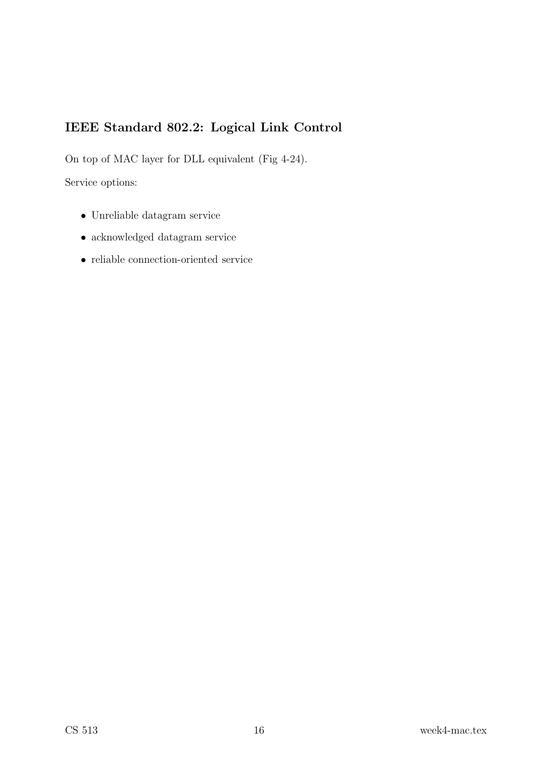## IEEE Standard 802.2: Logical Link Control

On top of MAC layer for DLL equivalent (Fig 4-24).

Service options:

- Unreliable datagram service
- acknowledged datagram service
- reliable connection-oriented service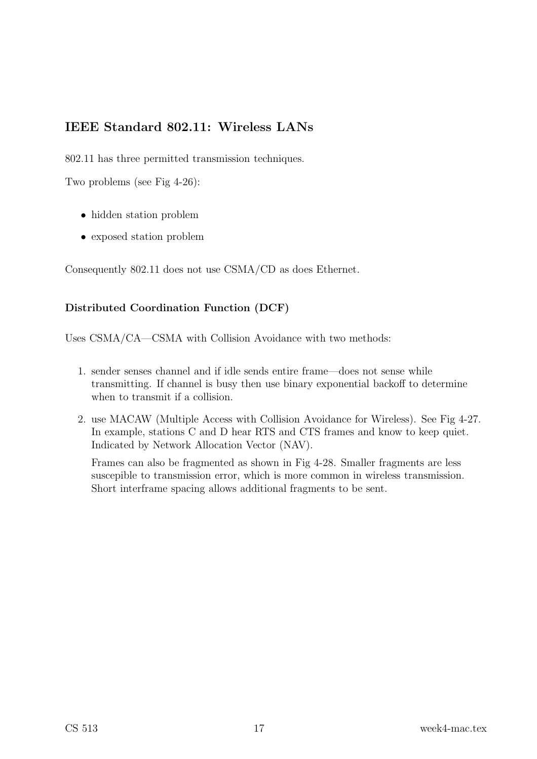## IEEE Standard 802.11: Wireless LANs

802.11 has three permitted transmission techniques.

Two problems (see Fig 4-26):

- hidden station problem
- exposed station problem

Consequently 802.11 does not use CSMA/CD as does Ethernet.

### Distributed Coordination Function (DCF)

Uses CSMA/CA—CSMA with Collision Avoidance with two methods:

1. sender senses channel and if idle sends entire frame—does not sense while transmitting. If channel is busy then use binary exponential backoff to determine when to transmit if a collision.
2. use MACAW (Multiple Access with Collision Avoidance for Wireless). See Fig 4-27. In example, stations C and D hear RTS and CTS frames and know to keep quiet. Indicated by Network Allocation Vector (NAV).

   Frames can also be fragmented as shown in Fig 4-28. Smaller fragments are less suscepible to transmission error, which is more common in wireless transmission. Short interframe spacing allows additional fragments to be sent.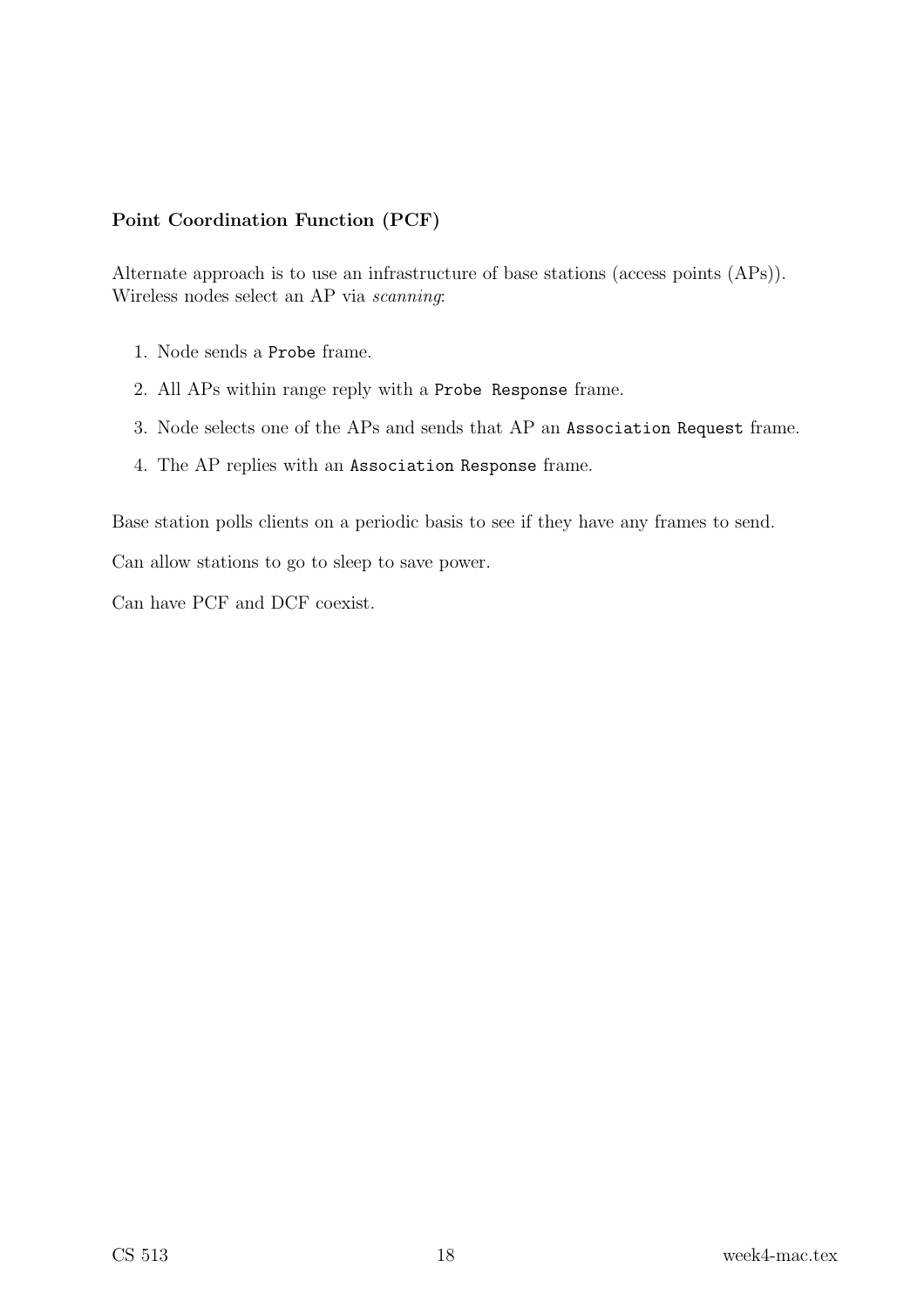**Point Coordination Function (PCF)**

Alternate approach is to use an infrastructure of base stations (access points (APs)). Wireless nodes select an AP via *scanning*:

1. Node sends a `Probe` frame.
2. All APs within range reply with a `Probe Response` frame.
3. Node selects one of the APs and sends that AP an `Association Request` frame.
4. The AP replies with an `Association Response` frame.

Base station polls clients on a periodic basis to see if they have any frames to send.

Can allow stations to go to sleep to save power.

Can have PCF and DCF coexist.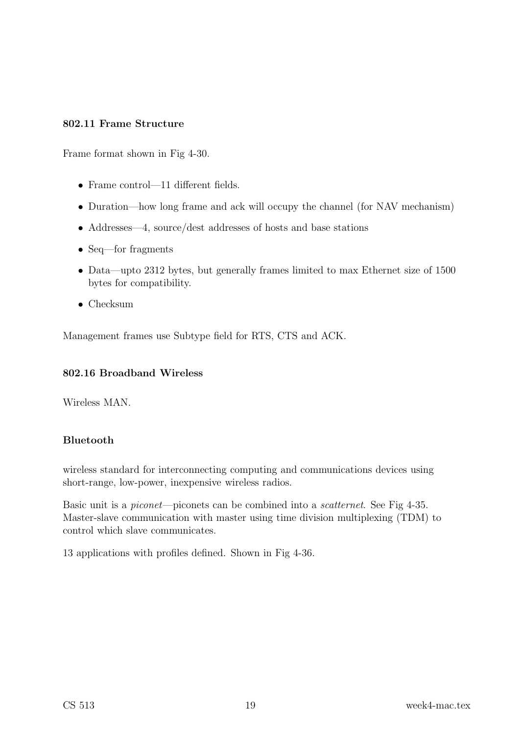### 802.11 Frame Structure

Frame format shown in Fig 4-30.

- Frame control—11 different fields.
- Duration—how long frame and ack will occupy the channel (for NAV mechanism)
- Addresses—4, source/dest addresses of hosts and base stations
- Seq—for fragments
- Data—upto 2312 bytes, but generally frames limited to max Ethernet size of 1500 bytes for compatibility.
- Checksum

Management frames use Subtype field for RTS, CTS and ACK.

### 802.16 Broadband Wireless

Wireless MAN.

### Bluetooth

wireless standard for interconnecting computing and communications devices using short-range, low-power, inexpensive wireless radios.

Basic unit is a *piconet*—piconets can be combined into a *scatternet*. See Fig 4-35. Master-slave communication with master using time division multiplexing (TDM) to control which slave communicates.

13 applications with profiles defined. Shown in Fig 4-36.